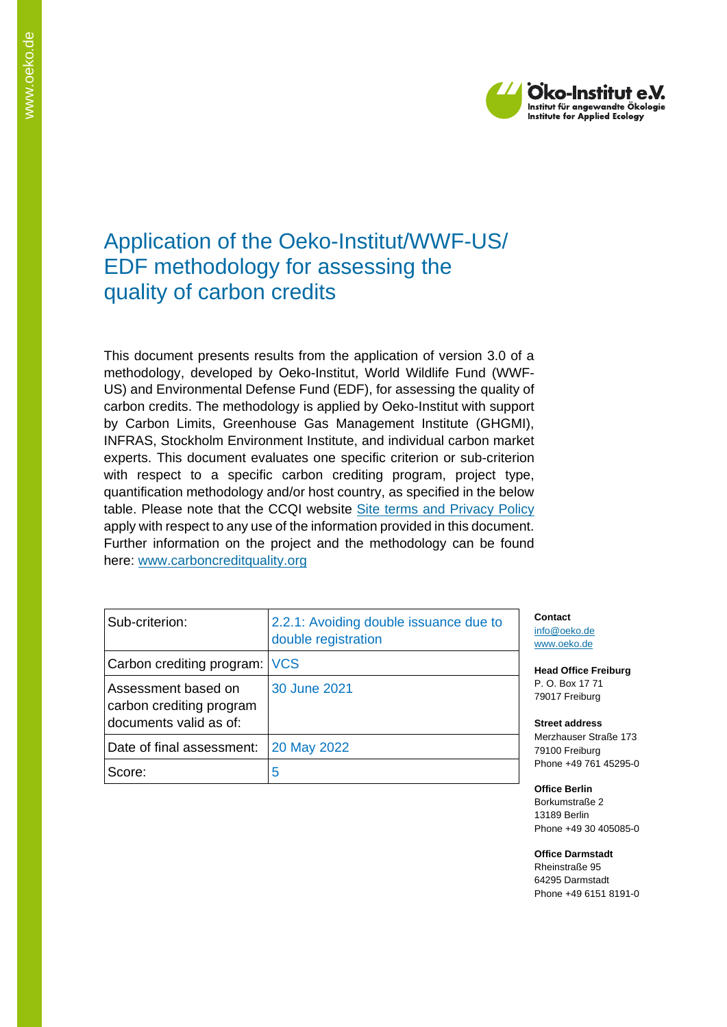# Application of the Oeko-Institut/WWF-US/ EDF methodology for assessing the quality of carbon credits

This document presents results from the application of version 3.0 of a methodology, developed by Oeko-Institut, World Wildlife Fund (WWF-US) and Environmental Defense Fund (EDF), for assessing the quality of carbon credits. The methodology is applied by Oeko-Institut with support by Carbon Limits, Greenhouse Gas Management Institute (GHGMI), INFRAS, Stockholm Environment Institute, and individual carbon market experts. This document evaluates one specific criterion or sub-criterion with respect to a specific carbon crediting program, project type, quantification methodology and/or host country, as specified in the below table. Please note that the CCQI website Site terms and Privacy Policy apply with respect to any use of the information provided in this document. Further information on the project and the methodology can be found here: www.carboncreditquality.org

| | |
|---|---|
| Sub-criterion: | 2.2.1: Avoiding double issuance due to double registration |
| Carbon crediting program: | VCS |
| Assessment based on carbon crediting program documents valid as of: | 30 June 2021 |
| Date of final assessment: | 20 May 2022 |
| Score: | 5 |

**Contact**
info@oeko.de
www.oeko.de

**Head Office Freiburg**
P. O. Box 17 71
79017 Freiburg

**Street address**
Merzhauser Straße 173
79100 Freiburg
Phone +49 761 45295-0

**Office Berlin**
Borkumstraße 2
13189 Berlin
Phone +49 30 405085-0

**Office Darmstadt**
Rheinstraße 95
64295 Darmstadt
Phone +49 6151 8191-0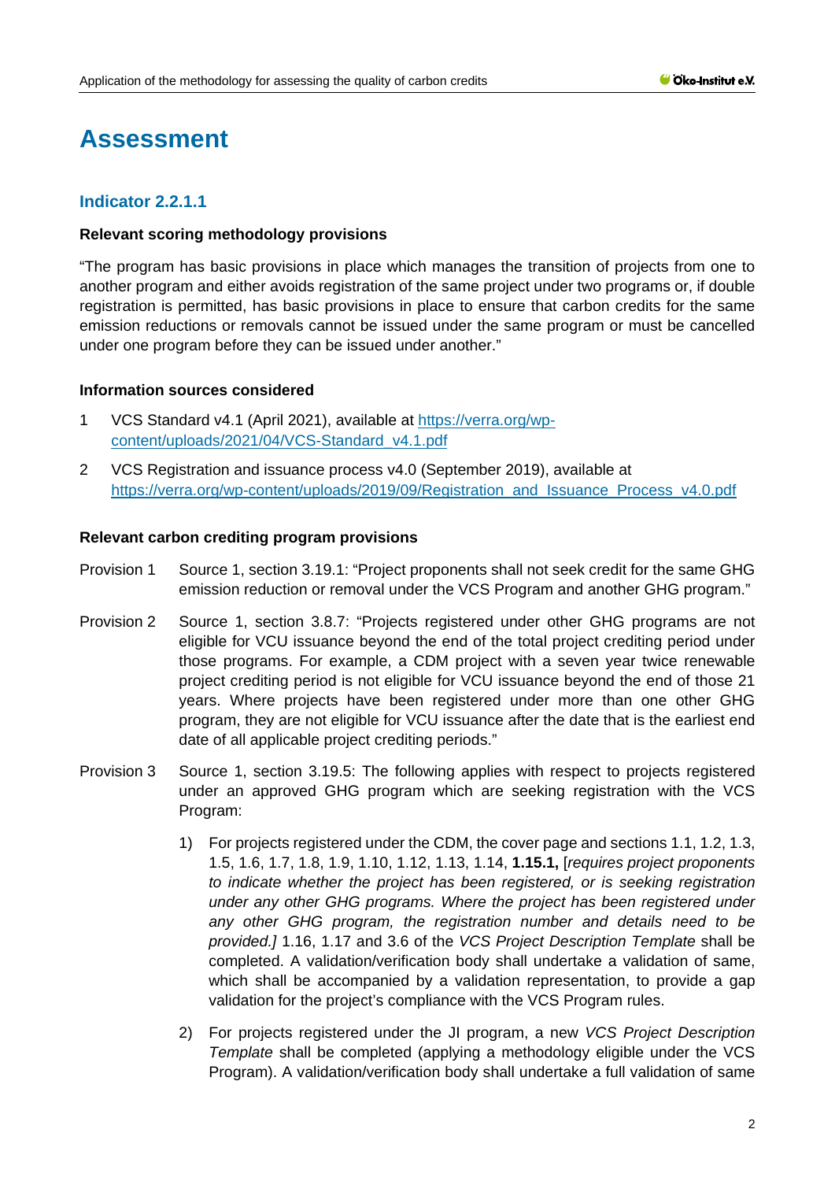# Assessment

## Indicator 2.2.1.1

### Relevant scoring methodology provisions

"The program has basic provisions in place which manages the transition of projects from one to another program and either avoids registration of the same project under two programs or, if double registration is permitted, has basic provisions in place to ensure that carbon credits for the same emission reductions or removals cannot be issued under the same program or must be cancelled under one program before they can be issued under another."

### Information sources considered

1. VCS Standard v4.1 (April 2021), available at [https://verra.org/wp-content/uploads/2021/04/VCS-Standard_v4.1.pdf](https://verra.org/wp-content/uploads/2021/04/VCS-Standard_v4.1.pdf)
2. VCS Registration and issuance process v4.0 (September 2019), available at [https://verra.org/wp-content/uploads/2019/09/Registration_and_Issuance_Process_v4.0.pdf](https://verra.org/wp-content/uploads/2019/09/Registration_and_Issuance_Process_v4.0.pdf)

### Relevant carbon crediting program provisions

Provision 1 Source 1, section 3.19.1: "Project proponents shall not seek credit for the same GHG emission reduction or removal under the VCS Program and another GHG program."

Provision 2 Source 1, section 3.8.7: "Projects registered under other GHG programs are not eligible for VCU issuance beyond the end of the total project crediting period under those programs. For example, a CDM project with a seven year twice renewable project crediting period is not eligible for VCU issuance beyond the end of those 21 years. Where projects have been registered under more than one other GHG program, they are not eligible for VCU issuance after the date that is the earliest end date of all applicable project crediting periods."

Provision 3 Source 1, section 3.19.5: The following applies with respect to projects registered under an approved GHG program which are seeking registration with the VCS Program:

1) For projects registered under the CDM, the cover page and sections 1.1, 1.2, 1.3, 1.5, 1.6, 1.7, 1.8, 1.9, 1.10, 1.12, 1.13, 1.14, **1.15.1,** [*requires project proponents to indicate whether the project has been registered, or is seeking registration under any other GHG programs. Where the project has been registered under any other GHG program, the registration number and details need to be provided.]* 1.16, 1.17 and 3.6 of the *VCS Project Description Template* shall be completed. A validation/verification body shall undertake a validation of same, which shall be accompanied by a validation representation, to provide a gap validation for the project's compliance with the VCS Program rules.

2) For projects registered under the JI program, a new *VCS Project Description Template* shall be completed (applying a methodology eligible under the VCS Program). A validation/verification body shall undertake a full validation of same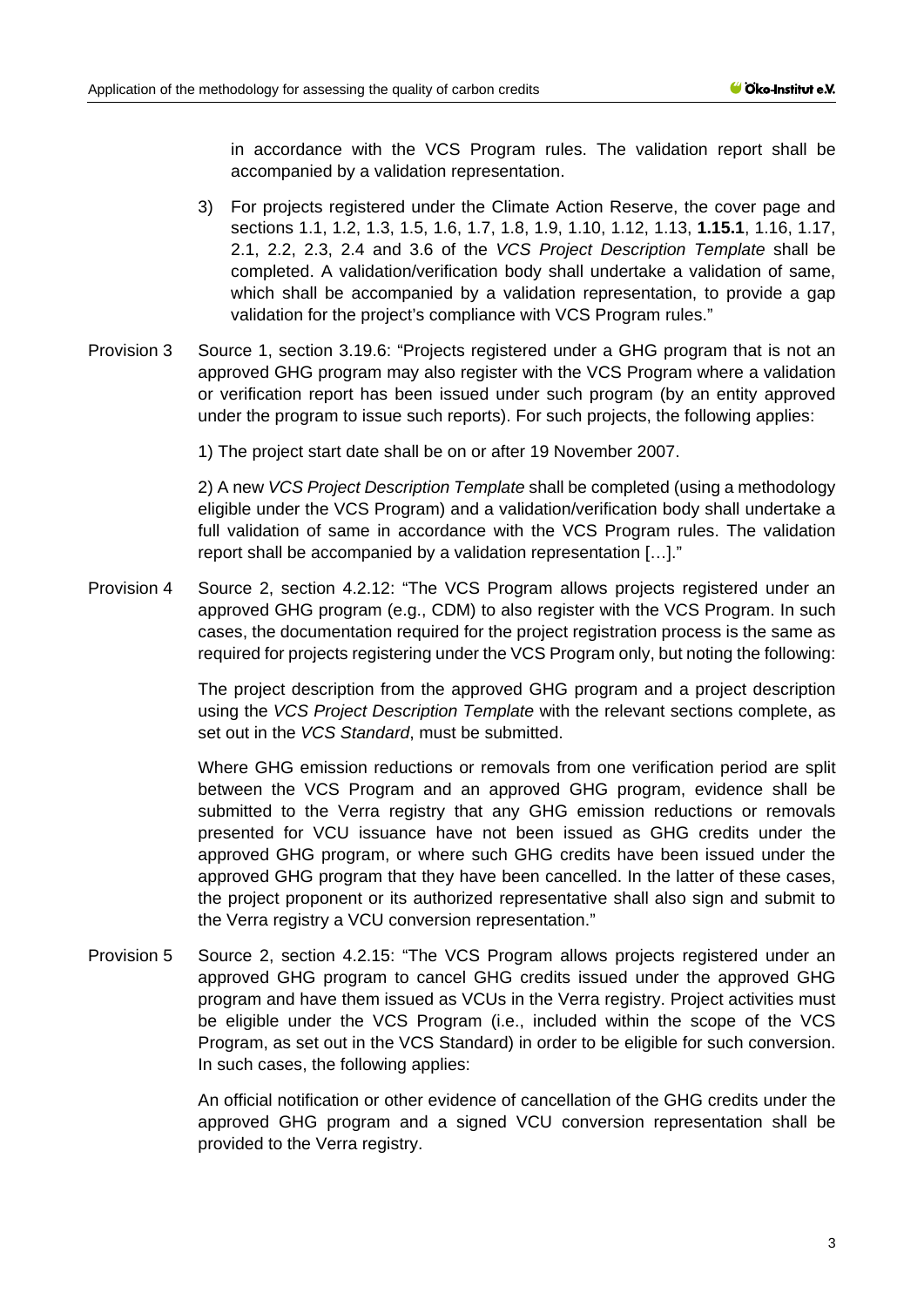in accordance with the VCS Program rules. The validation report shall be accompanied by a validation representation.

3) For projects registered under the Climate Action Reserve, the cover page and sections 1.1, 1.2, 1.3, 1.5, 1.6, 1.7, 1.8, 1.9, 1.10, 1.12, 1.13, **1.15.1**, 1.16, 1.17, 2.1, 2.2, 2.3, 2.4 and 3.6 of the *VCS Project Description Template* shall be completed. A validation/verification body shall undertake a validation of same, which shall be accompanied by a validation representation, to provide a gap validation for the project's compliance with VCS Program rules."

Provision 3 Source 1, section 3.19.6: "Projects registered under a GHG program that is not an approved GHG program may also register with the VCS Program where a validation or verification report has been issued under such program (by an entity approved under the program to issue such reports). For such projects, the following applies:

1) The project start date shall be on or after 19 November 2007.

2) A new *VCS Project Description Template* shall be completed (using a methodology eligible under the VCS Program) and a validation/verification body shall undertake a full validation of same in accordance with the VCS Program rules. The validation report shall be accompanied by a validation representation […]."

Provision 4 Source 2, section 4.2.12: "The VCS Program allows projects registered under an approved GHG program (e.g., CDM) to also register with the VCS Program. In such cases, the documentation required for the project registration process is the same as required for projects registering under the VCS Program only, but noting the following:

The project description from the approved GHG program and a project description using the *VCS Project Description Template* with the relevant sections complete, as set out in the *VCS Standard*, must be submitted.

Where GHG emission reductions or removals from one verification period are split between the VCS Program and an approved GHG program, evidence shall be submitted to the Verra registry that any GHG emission reductions or removals presented for VCU issuance have not been issued as GHG credits under the approved GHG program, or where such GHG credits have been issued under the approved GHG program that they have been cancelled. In the latter of these cases, the project proponent or its authorized representative shall also sign and submit to the Verra registry a VCU conversion representation."

Provision 5 Source 2, section 4.2.15: "The VCS Program allows projects registered under an approved GHG program to cancel GHG credits issued under the approved GHG program and have them issued as VCUs in the Verra registry. Project activities must be eligible under the VCS Program (i.e., included within the scope of the VCS Program, as set out in the VCS Standard) in order to be eligible for such conversion. In such cases, the following applies:

An official notification or other evidence of cancellation of the GHG credits under the approved GHG program and a signed VCU conversion representation shall be provided to the Verra registry.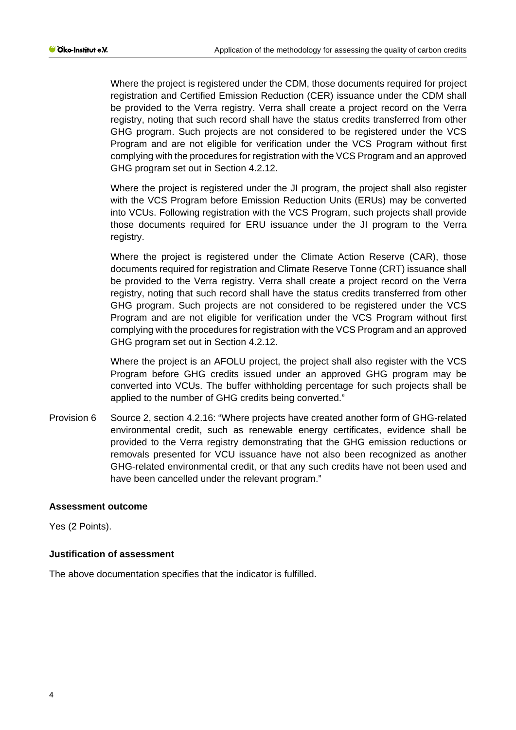Where the project is registered under the CDM, those documents required for project registration and Certified Emission Reduction (CER) issuance under the CDM shall be provided to the Verra registry. Verra shall create a project record on the Verra registry, noting that such record shall have the status credits transferred from other GHG program. Such projects are not considered to be registered under the VCS Program and are not eligible for verification under the VCS Program without first complying with the procedures for registration with the VCS Program and an approved GHG program set out in Section 4.2.12.

Where the project is registered under the JI program, the project shall also register with the VCS Program before Emission Reduction Units (ERUs) may be converted into VCUs. Following registration with the VCS Program, such projects shall provide those documents required for ERU issuance under the JI program to the Verra registry.

Where the project is registered under the Climate Action Reserve (CAR), those documents required for registration and Climate Reserve Tonne (CRT) issuance shall be provided to the Verra registry. Verra shall create a project record on the Verra registry, noting that such record shall have the status credits transferred from other GHG program. Such projects are not considered to be registered under the VCS Program and are not eligible for verification under the VCS Program without first complying with the procedures for registration with the VCS Program and an approved GHG program set out in Section 4.2.12.

Where the project is an AFOLU project, the project shall also register with the VCS Program before GHG credits issued under an approved GHG program may be converted into VCUs. The buffer withholding percentage for such projects shall be applied to the number of GHG credits being converted."

Provision 6 Source 2, section 4.2.16: "Where projects have created another form of GHG-related environmental credit, such as renewable energy certificates, evidence shall be provided to the Verra registry demonstrating that the GHG emission reductions or removals presented for VCU issuance have not also been recognized as another GHG-related environmental credit, or that any such credits have not been used and have been cancelled under the relevant program."

**Assessment outcome**

Yes (2 Points).

**Justification of assessment**

The above documentation specifies that the indicator is fulfilled.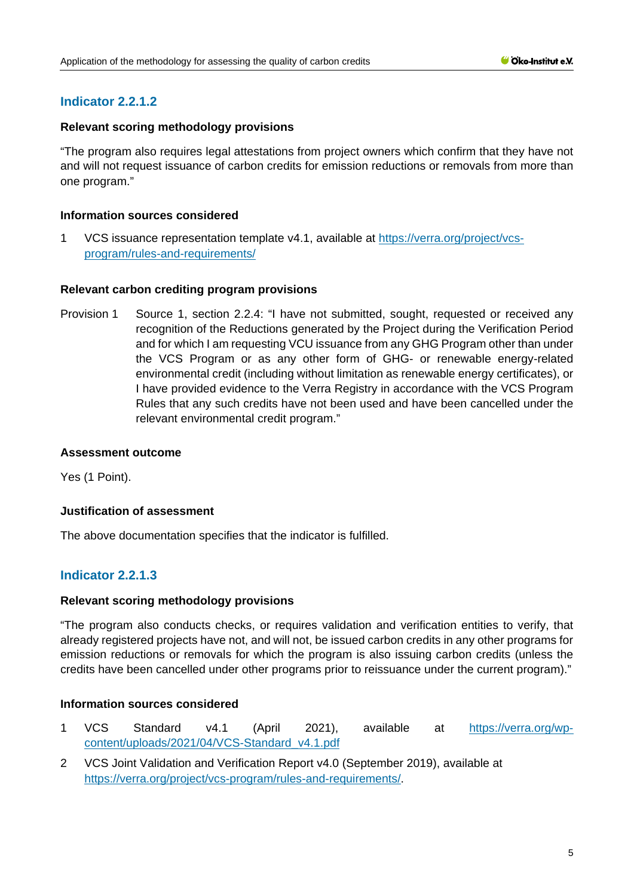## Indicator 2.2.1.2

**Relevant scoring methodology provisions**

"The program also requires legal attestations from project owners which confirm that they have not and will not request issuance of carbon credits for emission reductions or removals from more than one program."

**Information sources considered**

1 VCS issuance representation template v4.1, available at [https://verra.org/project/vcs-program/rules-and-requirements/](https://verra.org/project/vcs-program/rules-and-requirements/)

**Relevant carbon crediting program provisions**

Provision 1 Source 1, section 2.2.4: "I have not submitted, sought, requested or received any recognition of the Reductions generated by the Project during the Verification Period and for which I am requesting VCU issuance from any GHG Program other than under the VCS Program or as any other form of GHG- or renewable energy-related environmental credit (including without limitation as renewable energy certificates), or I have provided evidence to the Verra Registry in accordance with the VCS Program Rules that any such credits have not been used and have been cancelled under the relevant environmental credit program."

**Assessment outcome**

Yes (1 Point).

**Justification of assessment**

The above documentation specifies that the indicator is fulfilled.

## Indicator 2.2.1.3

**Relevant scoring methodology provisions**

"The program also conducts checks, or requires validation and verification entities to verify, that already registered projects have not, and will not, be issued carbon credits in any other programs for emission reductions or removals for which the program is also issuing carbon credits (unless the credits have been cancelled under other programs prior to reissuance under the current program)."

**Information sources considered**

1 VCS Standard v4.1 (April 2021), available at [https://verra.org/wp-content/uploads/2021/04/VCS-Standard_v4.1.pdf](https://verra.org/wp-content/uploads/2021/04/VCS-Standard_v4.1.pdf)

2 VCS Joint Validation and Verification Report v4.0 (September 2019), available at [https://verra.org/project/vcs-program/rules-and-requirements/](https://verra.org/project/vcs-program/rules-and-requirements/).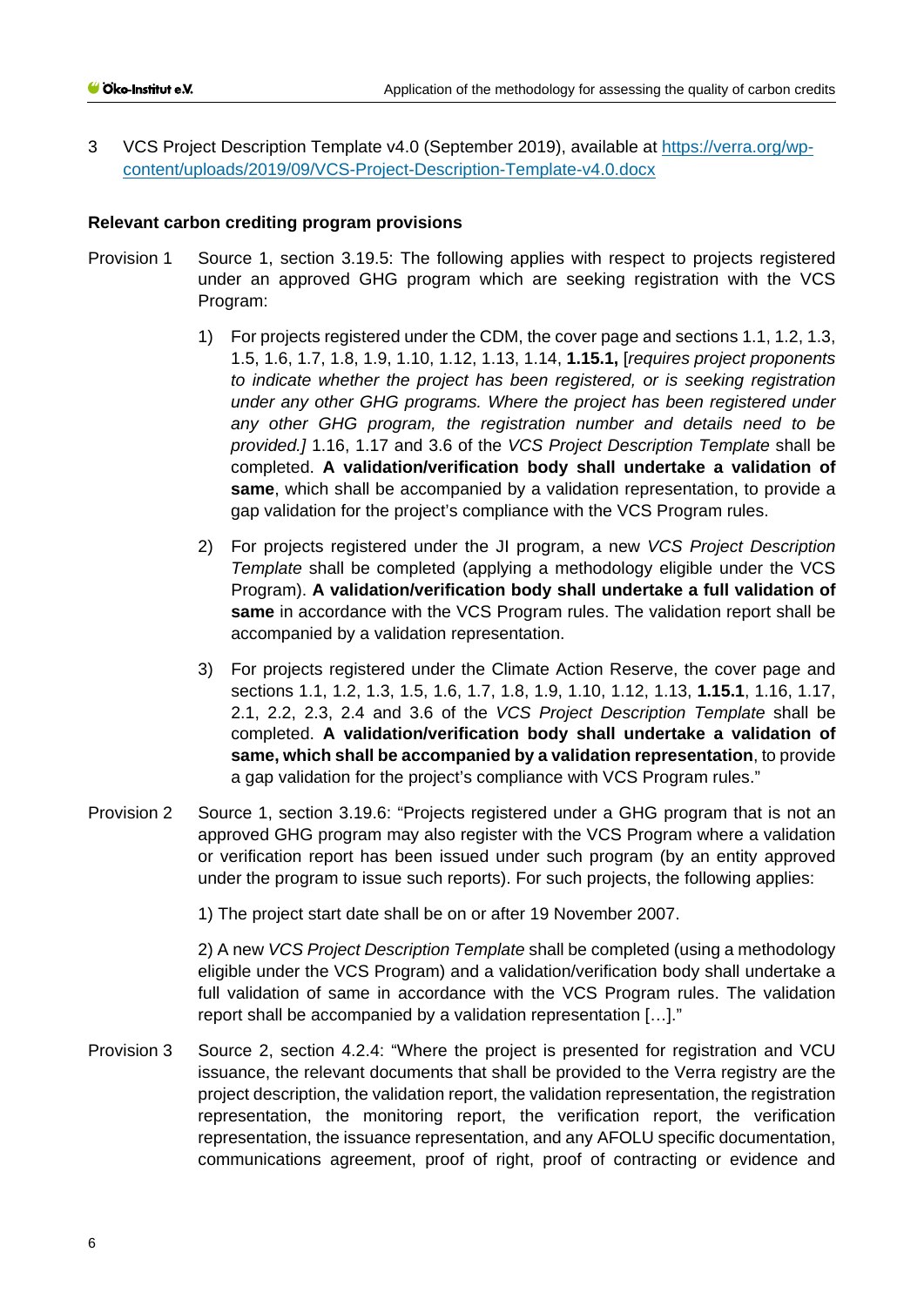3 VCS Project Description Template v4.0 (September 2019), available at [https://verra.org/wp-content/uploads/2019/09/VCS-Project-Description-Template-v4.0.docx](https://verra.org/wp-content/uploads/2019/09/VCS-Project-Description-Template-v4.0.docx)

**Relevant carbon crediting program provisions**

Provision 1 Source 1, section 3.19.5: The following applies with respect to projects registered under an approved GHG program which are seeking registration with the VCS Program:

1) For projects registered under the CDM, the cover page and sections 1.1, 1.2, 1.3, 1.5, 1.6, 1.7, 1.8, 1.9, 1.10, 1.12, 1.13, 1.14, **1.15.1,** [*requires project proponents to indicate whether the project has been registered, or is seeking registration under any other GHG programs. Where the project has been registered under any other GHG program, the registration number and details need to be provided.]* 1.16, 1.17 and 3.6 of the *VCS Project Description Template* shall be completed. **A validation/verification body shall undertake a validation of same**, which shall be accompanied by a validation representation, to provide a gap validation for the project's compliance with the VCS Program rules.

2) For projects registered under the JI program, a new *VCS Project Description Template* shall be completed (applying a methodology eligible under the VCS Program). **A validation/verification body shall undertake a full validation of same** in accordance with the VCS Program rules. The validation report shall be accompanied by a validation representation.

3) For projects registered under the Climate Action Reserve, the cover page and sections 1.1, 1.2, 1.3, 1.5, 1.6, 1.7, 1.8, 1.9, 1.10, 1.12, 1.13, **1.15.1**, 1.16, 1.17, 2.1, 2.2, 2.3, 2.4 and 3.6 of the *VCS Project Description Template* shall be completed. **A validation/verification body shall undertake a validation of same, which shall be accompanied by a validation representation**, to provide a gap validation for the project's compliance with VCS Program rules."

Provision 2 Source 1, section 3.19.6: "Projects registered under a GHG program that is not an approved GHG program may also register with the VCS Program where a validation or verification report has been issued under such program (by an entity approved under the program to issue such reports). For such projects, the following applies:

1) The project start date shall be on or after 19 November 2007.

2) A new *VCS Project Description Template* shall be completed (using a methodology eligible under the VCS Program) and a validation/verification body shall undertake a full validation of same in accordance with the VCS Program rules. The validation report shall be accompanied by a validation representation […]."

Provision 3 Source 2, section 4.2.4: "Where the project is presented for registration and VCU issuance, the relevant documents that shall be provided to the Verra registry are the project description, the validation report, the validation representation, the registration representation, the monitoring report, the verification report, the verification representation, the issuance representation, and any AFOLU specific documentation, communications agreement, proof of right, proof of contracting or evidence and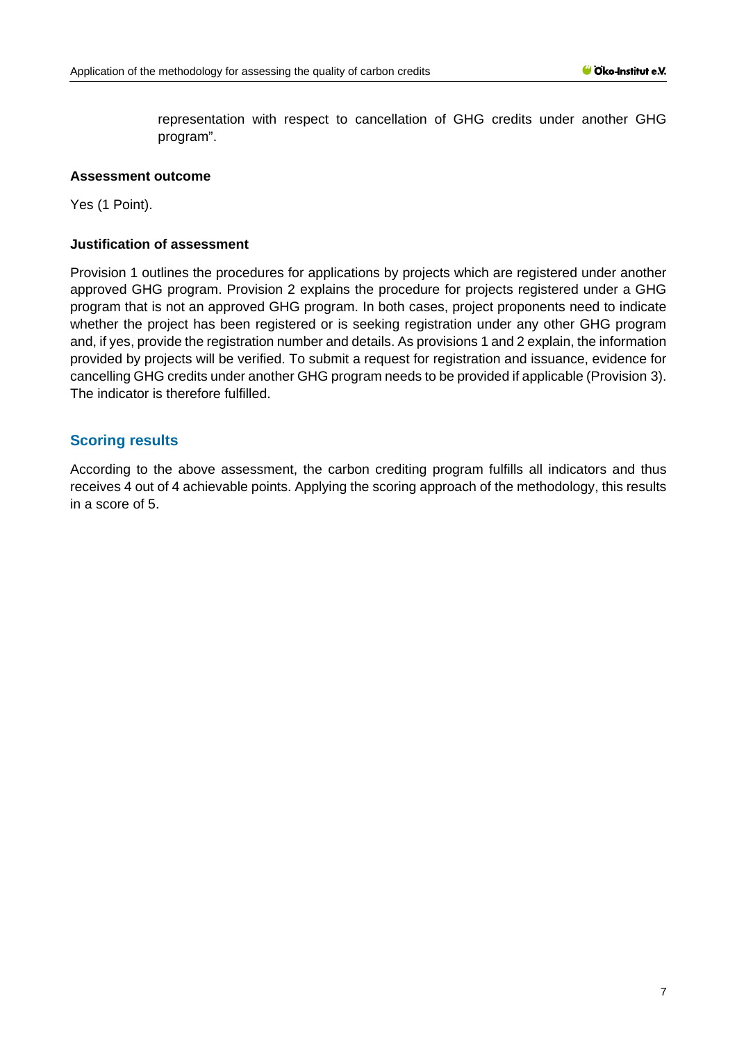representation with respect to cancellation of GHG credits under another GHG program".

**Assessment outcome**

Yes (1 Point).

**Justification of assessment**

Provision 1 outlines the procedures for applications by projects which are registered under another approved GHG program. Provision 2 explains the procedure for projects registered under a GHG program that is not an approved GHG program. In both cases, project proponents need to indicate whether the project has been registered or is seeking registration under any other GHG program and, if yes, provide the registration number and details. As provisions 1 and 2 explain, the information provided by projects will be verified. To submit a request for registration and issuance, evidence for cancelling GHG credits under another GHG program needs to be provided if applicable (Provision 3). The indicator is therefore fulfilled.

## Scoring results

According to the above assessment, the carbon crediting program fulfills all indicators and thus receives 4 out of 4 achievable points. Applying the scoring approach of the methodology, this results in a score of 5.